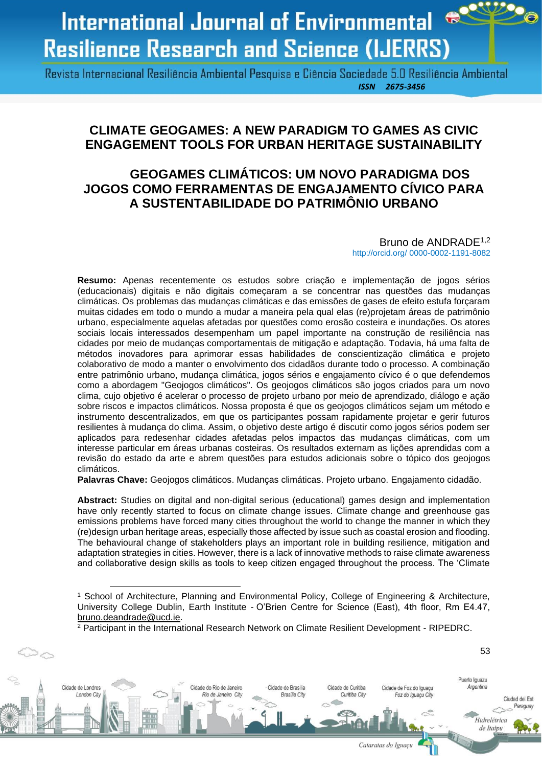# CLIMATE GEOGAMES: A NEW PARADIGM TO GAMES AS CIVIC ENGAGEMENT TOOLS FOR URBAN HERITAGE SUSTAINABILITY

# GEOGAMES CLIMÁTICOS: UM NOVO PARADIGMA DOS JOGOS COMO FERRAMENTAS DE ENGAJAMENTO CÍVICO PARA A SUSTENTABILIDADE DO PATRIMÔNIO URBANO

Bruno de ANDRADE[1,2]
http://orcid.org/ 0000-0002-1191-8082

**Resumo:** Apenas recentemente os estudos sobre criação e implementação de jogos sérios (educacionais) digitais e não digitais começaram a se concentrar nas questões das mudanças climáticas. Os problemas das mudanças climáticas e das emissões de gases de efeito estufa forçaram muitas cidades em todo o mundo a mudar a maneira pela qual elas (re)projetam áreas de patrimônio urbano, especialmente aquelas afetadas por questões como erosão costeira e inundações. Os atores sociais locais interessados desempenham um papel importante na construção de resiliência nas cidades por meio de mudanças comportamentais de mitigação e adaptação. Todavia, há uma falta de métodos inovadores para aprimorar essas habilidades de conscientização climática e projeto colaborativo de modo a manter o envolvimento dos cidadãos durante todo o processo. A combinação entre patrimônio urbano, mudança climática, jogos sérios e engajamento cívico é o que defendemos como a abordagem "Geojogos climáticos". Os geojogos climáticos são jogos criados para um novo clima, cujo objetivo é acelerar o processo de projeto urbano por meio de aprendizado, diálogo e ação sobre riscos e impactos climáticos. Nossa proposta é que os geojogos climáticos sejam um método e instrumento descentralizados, em que os participantes possam rapidamente projetar e gerir futuros resilientes à mudança do clima. Assim, o objetivo deste artigo é discutir como jogos sérios podem ser aplicados para redesenhar cidades afetadas pelos impactos das mudanças climáticas, com um interesse particular em áreas urbanas costeiras. Os resultados externam as lições aprendidas com a revisão do estado da arte e abrem questões para estudos adicionais sobre o tópico dos geojogos climáticos.

**Palavras Chave:** Geojogos climáticos. Mudanças climáticas. Projeto urbano. Engajamento cidadão.

**Abstract:** Studies on digital and non-digital serious (educational) games design and implementation have only recently started to focus on climate change issues. Climate change and greenhouse gas emissions problems have forced many cities throughout the world to change the manner in which they (re)design urban heritage areas, especially those affected by issue such as coastal erosion and flooding. The behavioural change of stakeholders plays an important role in building resilience, mitigation and adaptation strategies in cities. However, there is a lack of innovative methods to raise climate awareness and collaborative design skills as tools to keep citizen engaged throughout the process. The 'Climate

---

[1] School of Architecture, Planning and Environmental Policy, College of Engineering & Architecture, University College Dublin, Earth Institute - O'Brien Centre for Science (East), 4th floor, Rm E4.47, bruno.deandrade@ucd.ie.

[2] Participant in the International Research Network on Climate Resilient Development - RIPEDRC.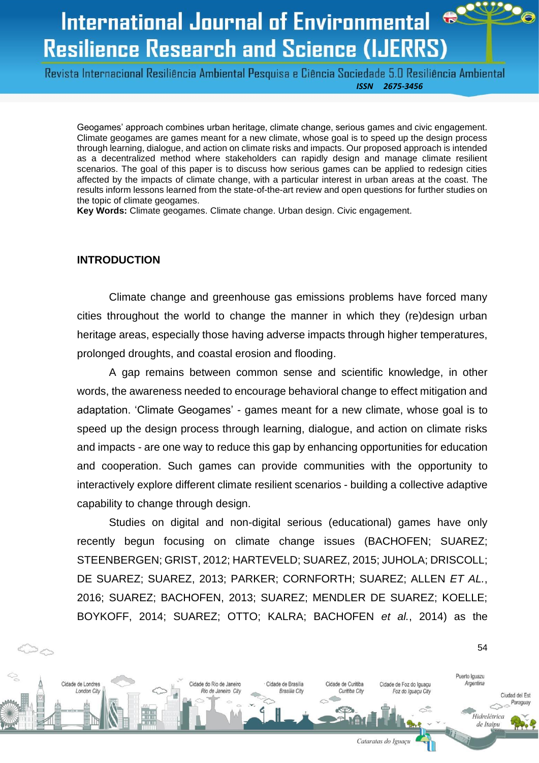Geogames' approach combines urban heritage, climate change, serious games and civic engagement. Climate geogames are games meant for a new climate, whose goal is to speed up the design process through learning, dialogue, and action on climate risks and impacts. Our proposed approach is intended as a decentralized method where stakeholders can rapidly design and manage climate resilient scenarios. The goal of this paper is to discuss how serious games can be applied to redesign cities affected by the impacts of climate change, with a particular interest in urban areas at the coast. The results inform lessons learned from the state-of-the-art review and open questions for further studies on the topic of climate geogames.

**Key Words:** Climate geogames. Climate change. Urban design. Civic engagement.

## INTRODUCTION

Climate change and greenhouse gas emissions problems have forced many cities throughout the world to change the manner in which they (re)design urban heritage areas, especially those having adverse impacts through higher temperatures, prolonged droughts, and coastal erosion and flooding.

A gap remains between common sense and scientific knowledge, in other words, the awareness needed to encourage behavioral change to effect mitigation and adaptation. 'Climate Geogames' - games meant for a new climate, whose goal is to speed up the design process through learning, dialogue, and action on climate risks and impacts - are one way to reduce this gap by enhancing opportunities for education and cooperation. Such games can provide communities with the opportunity to interactively explore different climate resilient scenarios - building a collective adaptive capability to change through design.

Studies on digital and non-digital serious (educational) games have only recently begun focusing on climate change issues (BACHOFEN; SUAREZ; STEENBERGEN; GRIST, 2012; HARTEVELD; SUAREZ, 2015; JUHOLA; DRISCOLL; DE SUAREZ; SUAREZ, 2013; PARKER; CORNFORTH; SUAREZ; ALLEN *ET AL.*, 2016; SUAREZ; BACHOFEN, 2013; SUAREZ; MENDLER DE SUAREZ; KOELLE; BOYKOFF, 2014; SUAREZ; OTTO; KALRA; BACHOFEN *et al.*, 2014) as the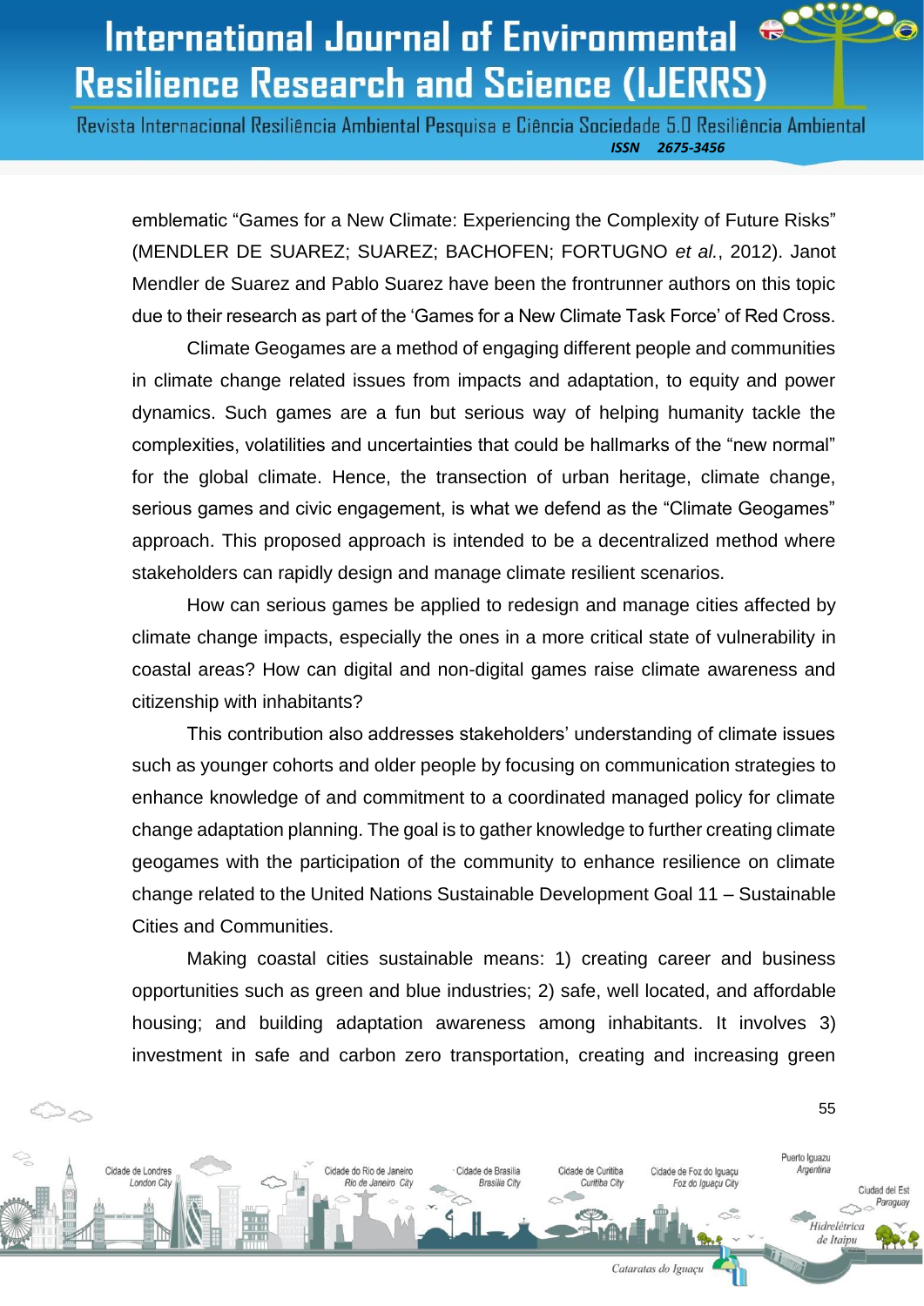emblematic "Games for a New Climate: Experiencing the Complexity of Future Risks" (MENDLER DE SUAREZ; SUAREZ; BACHOFEN; FORTUGNO *et al.*, 2012). Janot Mendler de Suarez and Pablo Suarez have been the frontrunner authors on this topic due to their research as part of the 'Games for a New Climate Task Force' of Red Cross.

Climate Geogames are a method of engaging different people and communities in climate change related issues from impacts and adaptation, to equity and power dynamics. Such games are a fun but serious way of helping humanity tackle the complexities, volatilities and uncertainties that could be hallmarks of the "new normal" for the global climate. Hence, the transection of urban heritage, climate change, serious games and civic engagement, is what we defend as the "Climate Geogames" approach. This proposed approach is intended to be a decentralized method where stakeholders can rapidly design and manage climate resilient scenarios.

How can serious games be applied to redesign and manage cities affected by climate change impacts, especially the ones in a more critical state of vulnerability in coastal areas? How can digital and non-digital games raise climate awareness and citizenship with inhabitants?

This contribution also addresses stakeholders' understanding of climate issues such as younger cohorts and older people by focusing on communication strategies to enhance knowledge of and commitment to a coordinated managed policy for climate change adaptation planning. The goal is to gather knowledge to further creating climate geogames with the participation of the community to enhance resilience on climate change related to the United Nations Sustainable Development Goal 11 – Sustainable Cities and Communities.

Making coastal cities sustainable means: 1) creating career and business opportunities such as green and blue industries; 2) safe, well located, and affordable housing; and building adaptation awareness among inhabitants. It involves 3) investment in safe and carbon zero transportation, creating and increasing green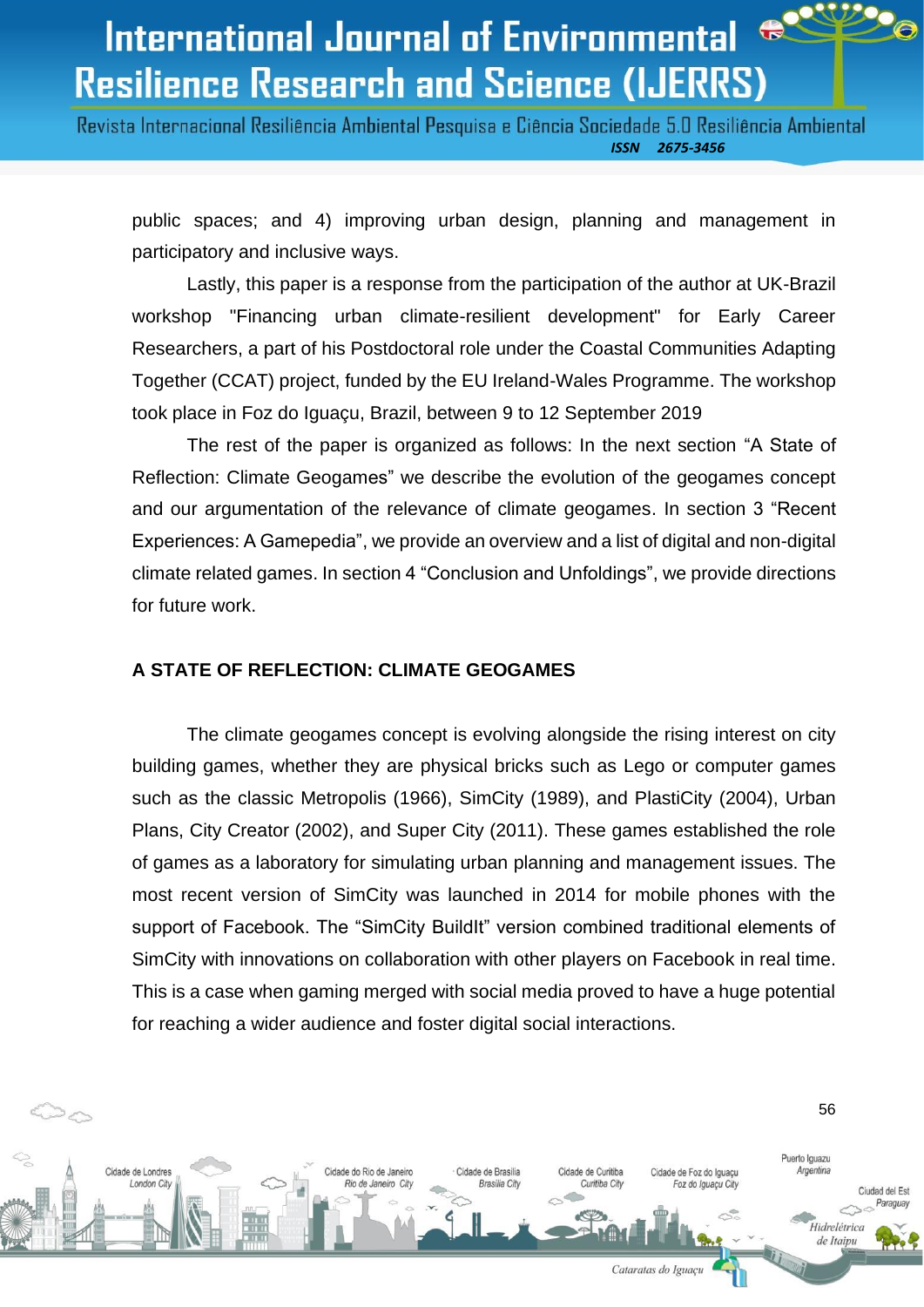public spaces; and 4) improving urban design, planning and management in participatory and inclusive ways.

Lastly, this paper is a response from the participation of the author at UK-Brazil workshop "Financing urban climate-resilient development" for Early Career Researchers, a part of his Postdoctoral role under the Coastal Communities Adapting Together (CCAT) project, funded by the EU Ireland-Wales Programme. The workshop took place in Foz do Iguaçu, Brazil, between 9 to 12 September 2019

The rest of the paper is organized as follows: In the next section “A State of Reflection: Climate Geogames” we describe the evolution of the geogames concept and our argumentation of the relevance of climate geogames. In section 3 “Recent Experiences: A Gamepedia”, we provide an overview and a list of digital and non-digital climate related games. In section 4 “Conclusion and Unfoldings”, we provide directions for future work.

## A STATE OF REFLECTION: CLIMATE GEOGAMES

The climate geogames concept is evolving alongside the rising interest on city building games, whether they are physical bricks such as Lego or computer games such as the classic Metropolis (1966), SimCity (1989), and PlastiCity (2004), Urban Plans, City Creator (2002), and Super City (2011). These games established the role of games as a laboratory for simulating urban planning and management issues. The most recent version of SimCity was launched in 2014 for mobile phones with the support of Facebook. The “SimCity BuildIt” version combined traditional elements of SimCity with innovations on collaboration with other players on Facebook in real time. This is a case when gaming merged with social media proved to have a huge potential for reaching a wider audience and foster digital social interactions.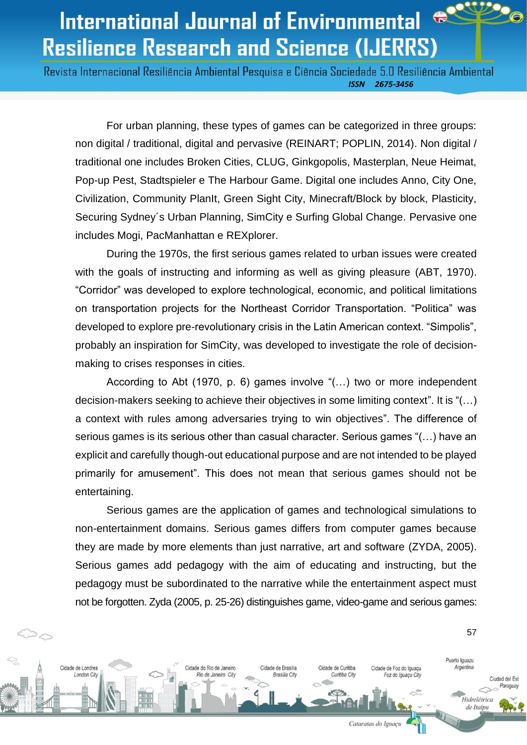For urban planning, these types of games can be categorized in three groups: non digital / traditional, digital and pervasive (REINART; POPLIN, 2014). Non digital / traditional one includes Broken Cities, CLUG, Ginkgopolis, Masterplan, Neue Heimat, Pop-up Pest, Stadtspieler e The Harbour Game. Digital one includes Anno, City One, Civilization, Community PlanIt, Green Sight City, Minecraft/Block by block, Plasticity, Securing Sydney´s Urban Planning, SimCity e Surfing Global Change. Pervasive one includes Mogi, PacManhattan e REXplorer.

During the 1970s, the first serious games related to urban issues were created with the goals of instructing and informing as well as giving pleasure (ABT, 1970). “Corridor” was developed to explore technological, economic, and political limitations on transportation projects for the Northeast Corridor Transportation. “Politica” was developed to explore pre-revolutionary crisis in the Latin American context. “Simpolis”, probably an inspiration for SimCity, was developed to investigate the role of decision-making to crises responses in cities.

According to Abt (1970, p. 6) games involve “(…) two or more independent decision-makers seeking to achieve their objectives in some limiting context”. It is “(…) a context with rules among adversaries trying to win objectives”. The difference of serious games is its serious other than casual character. Serious games “(…) have an explicit and carefully though-out educational purpose and are not intended to be played primarily for amusement”. This does not mean that serious games should not be entertaining.

Serious games are the application of games and technological simulations to non-entertainment domains. Serious games differs from computer games because they are made by more elements than just narrative, art and software (ZYDA, 2005). Serious games add pedagogy with the aim of educating and instructing, but the pedagogy must be subordinated to the narrative while the entertainment aspect must not be forgotten. Zyda (2005, p. 25-26) distinguishes game, video-game and serious games: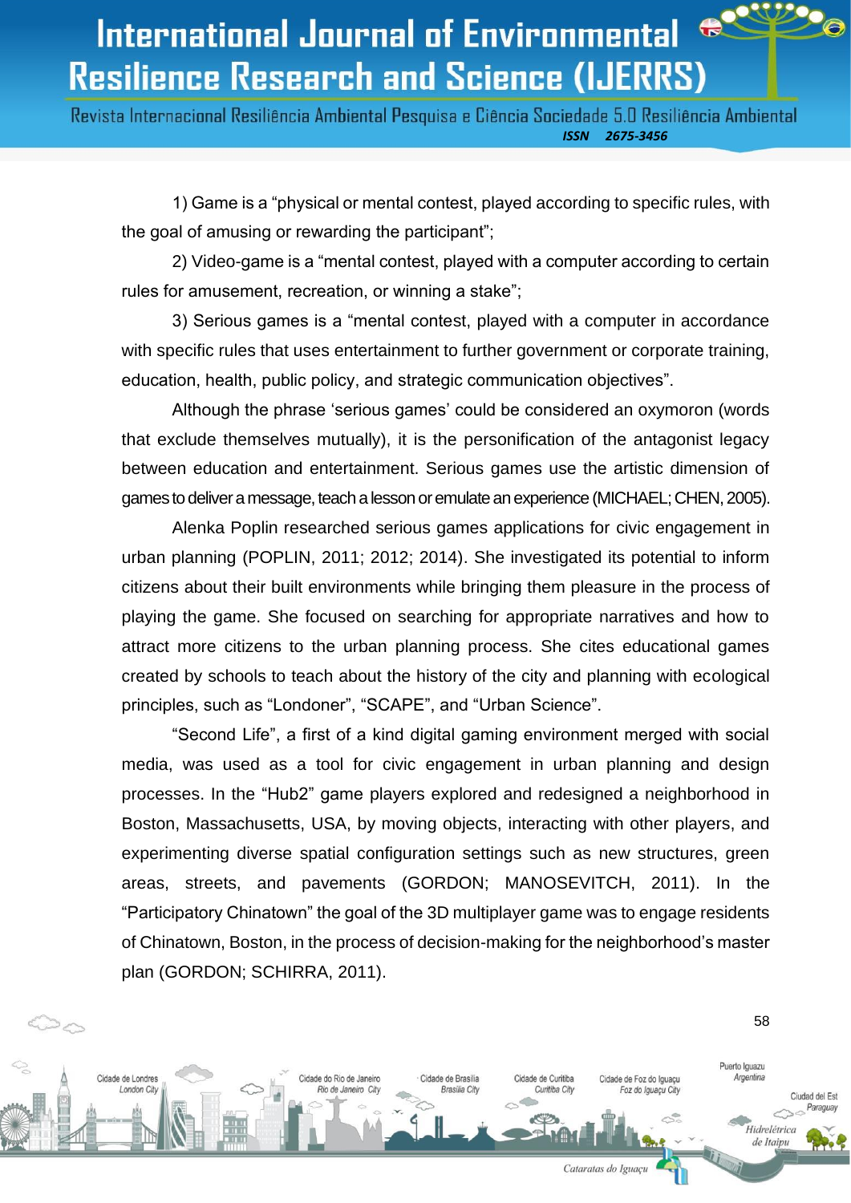1) Game is a “physical or mental contest, played according to specific rules, with the goal of amusing or rewarding the participant”;

2) Video-game is a “mental contest, played with a computer according to certain rules for amusement, recreation, or winning a stake”;

3) Serious games is a “mental contest, played with a computer in accordance with specific rules that uses entertainment to further government or corporate training, education, health, public policy, and strategic communication objectives”.

Although the phrase ‘serious games’ could be considered an oxymoron (words that exclude themselves mutually), it is the personification of the antagonist legacy between education and entertainment. Serious games use the artistic dimension of games to deliver a message, teach a lesson or emulate an experience (MICHAEL; CHEN, 2005).

Alenka Poplin researched serious games applications for civic engagement in urban planning (POPLIN, 2011; 2012; 2014). She investigated its potential to inform citizens about their built environments while bringing them pleasure in the process of playing the game. She focused on searching for appropriate narratives and how to attract more citizens to the urban planning process. She cites educational games created by schools to teach about the history of the city and planning with ecological principles, such as “Londoner”, “SCAPE”, and “Urban Science”.

“Second Life”, a first of a kind digital gaming environment merged with social media, was used as a tool for civic engagement in urban planning and design processes. In the “Hub2” game players explored and redesigned a neighborhood in Boston, Massachusetts, USA, by moving objects, interacting with other players, and experimenting diverse spatial configuration settings such as new structures, green areas, streets, and pavements (GORDON; MANOSEVITCH, 2011). In the “Participatory Chinatown” the goal of the 3D multiplayer game was to engage residents of Chinatown, Boston, in the process of decision-making for the neighborhood’s master plan (GORDON; SCHIRRA, 2011).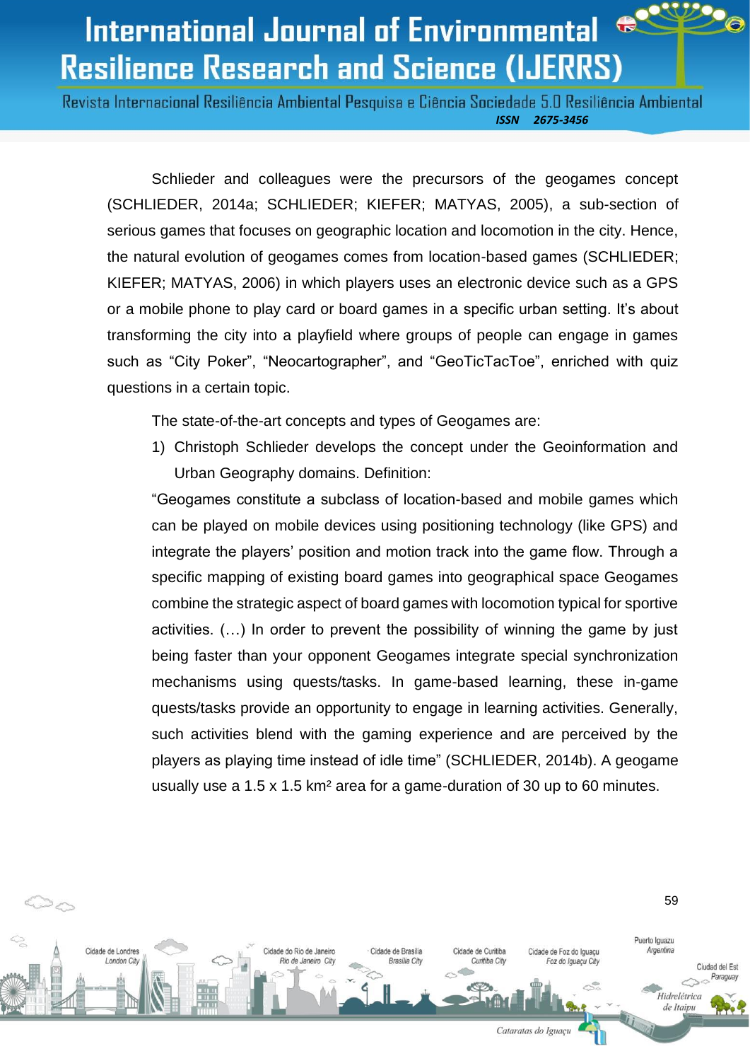Schlieder and colleagues were the precursors of the geogames concept (SCHLIEDER, 2014a; SCHLIEDER; KIEFER; MATYAS, 2005), a sub-section of serious games that focuses on geographic location and locomotion in the city. Hence, the natural evolution of geogames comes from location-based games (SCHLIEDER; KIEFER; MATYAS, 2006) in which players uses an electronic device such as a GPS or a mobile phone to play card or board games in a specific urban setting. It's about transforming the city into a playfield where groups of people can engage in games such as "City Poker", "Neocartographer", and "GeoTicTacToe", enriched with quiz questions in a certain topic.

The state-of-the-art concepts and types of Geogames are:

1) Christoph Schlieder develops the concept under the Geoinformation and Urban Geography domains. Definition:

"Geogames constitute a subclass of location-based and mobile games which can be played on mobile devices using positioning technology (like GPS) and integrate the players' position and motion track into the game flow. Through a specific mapping of existing board games into geographical space Geogames combine the strategic aspect of board games with locomotion typical for sportive activities. (…) In order to prevent the possibility of winning the game by just being faster than your opponent Geogames integrate special synchronization mechanisms using quests/tasks. In game-based learning, these in-game quests/tasks provide an opportunity to engage in learning activities. Generally, such activities blend with the gaming experience and are perceived by the players as playing time instead of idle time" (SCHLIEDER, 2014b). A geogame usually use a 1.5 x 1.5 $km^2$ area for a game-duration of 30 up to 60 minutes.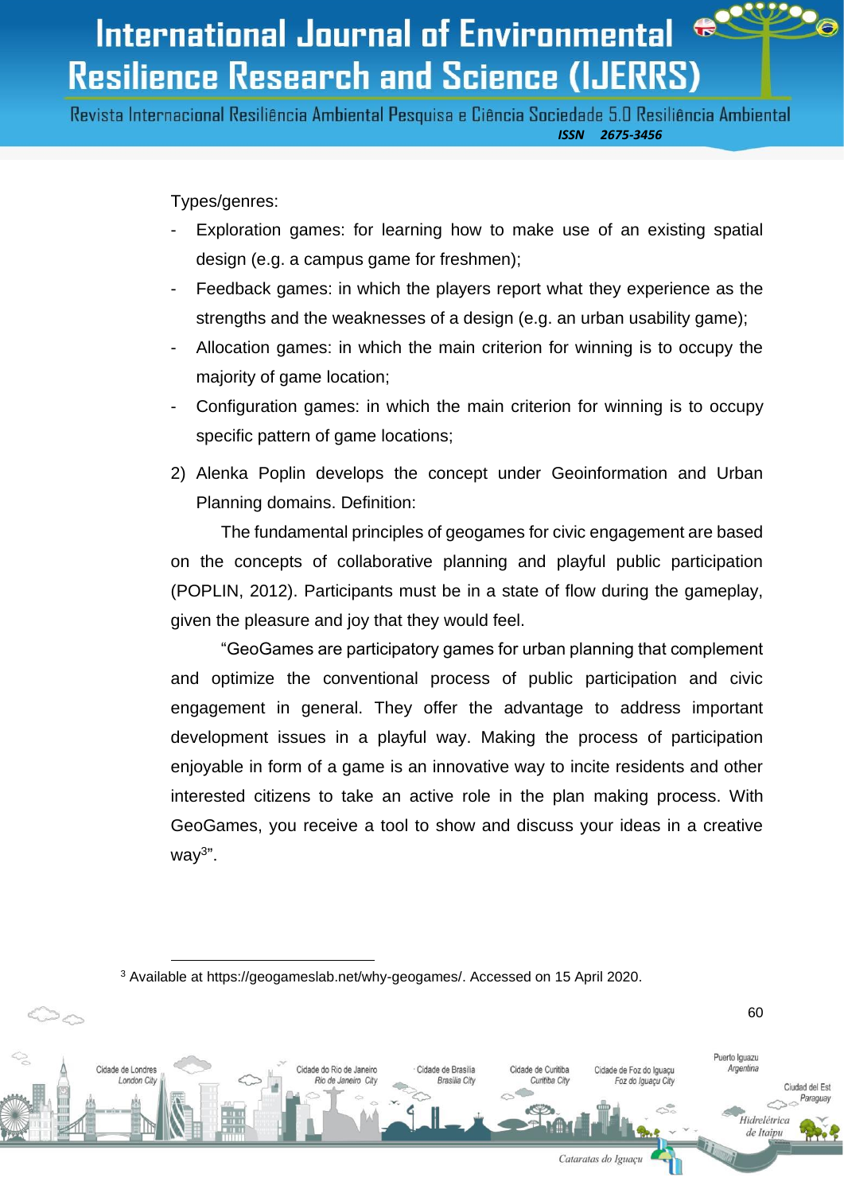Types/genres:

- Exploration games: for learning how to make use of an existing spatial design (e.g. a campus game for freshmen);
- Feedback games: in which the players report what they experience as the strengths and the weaknesses of a design (e.g. an urban usability game);
- Allocation games: in which the main criterion for winning is to occupy the majority of game location;
- Configuration games: in which the main criterion for winning is to occupy specific pattern of game locations;

2) Alenka Poplin develops the concept under Geoinformation and Urban Planning domains. Definition:

The fundamental principles of geogames for civic engagement are based on the concepts of collaborative planning and playful public participation (POPLIN, 2012). Participants must be in a state of flow during the gameplay, given the pleasure and joy that they would feel.

"GeoGames are participatory games for urban planning that complement and optimize the conventional process of public participation and civic engagement in general. They offer the advantage to address important development issues in a playful way. Making the process of participation enjoyable in form of a game is an innovative way to incite residents and other interested citizens to take an active role in the plan making process. With GeoGames, you receive a tool to show and discuss your ideas in a creative way[3]".

---

[3] Available at https://geogameslab.net/why-geogames/. Accessed on 15 April 2020.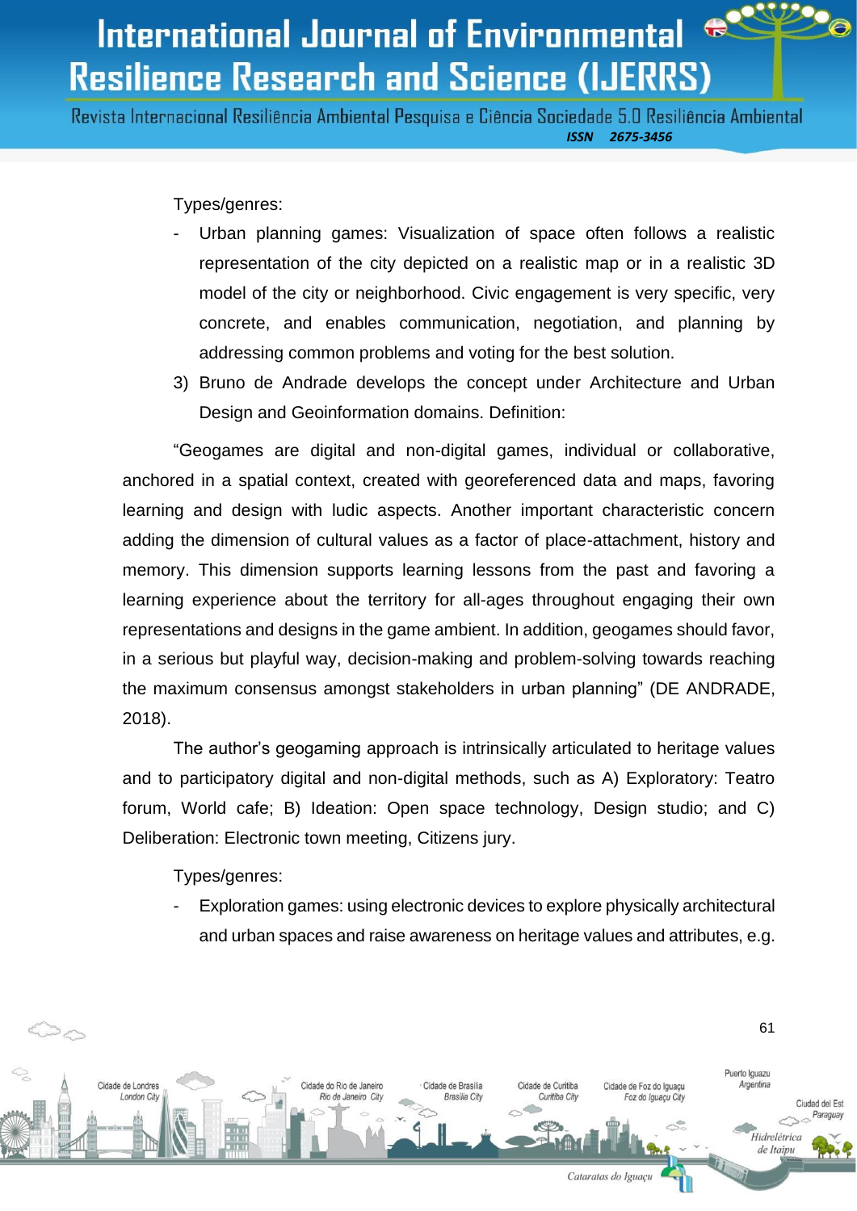Types/genres:

- Urban planning games: Visualization of space often follows a realistic representation of the city depicted on a realistic map or in a realistic 3D model of the city or neighborhood. Civic engagement is very specific, very concrete, and enables communication, negotiation, and planning by addressing common problems and voting for the best solution.

3) Bruno de Andrade develops the concept under Architecture and Urban Design and Geoinformation domains. Definition:

"Geogames are digital and non-digital games, individual or collaborative, anchored in a spatial context, created with georeferenced data and maps, favoring learning and design with ludic aspects. Another important characteristic concern adding the dimension of cultural values as a factor of place-attachment, history and memory. This dimension supports learning lessons from the past and favoring a learning experience about the territory for all-ages throughout engaging their own representations and designs in the game ambient. In addition, geogames should favor, in a serious but playful way, decision-making and problem-solving towards reaching the maximum consensus amongst stakeholders in urban planning" (DE ANDRADE, 2018).

The author's geogaming approach is intrinsically articulated to heritage values and to participatory digital and non-digital methods, such as A) Exploratory: Teatro forum, World cafe; B) Ideation: Open space technology, Design studio; and C) Deliberation: Electronic town meeting, Citizens jury.

Types/genres:

- Exploration games: using electronic devices to explore physically architectural and urban spaces and raise awareness on heritage values and attributes, e.g.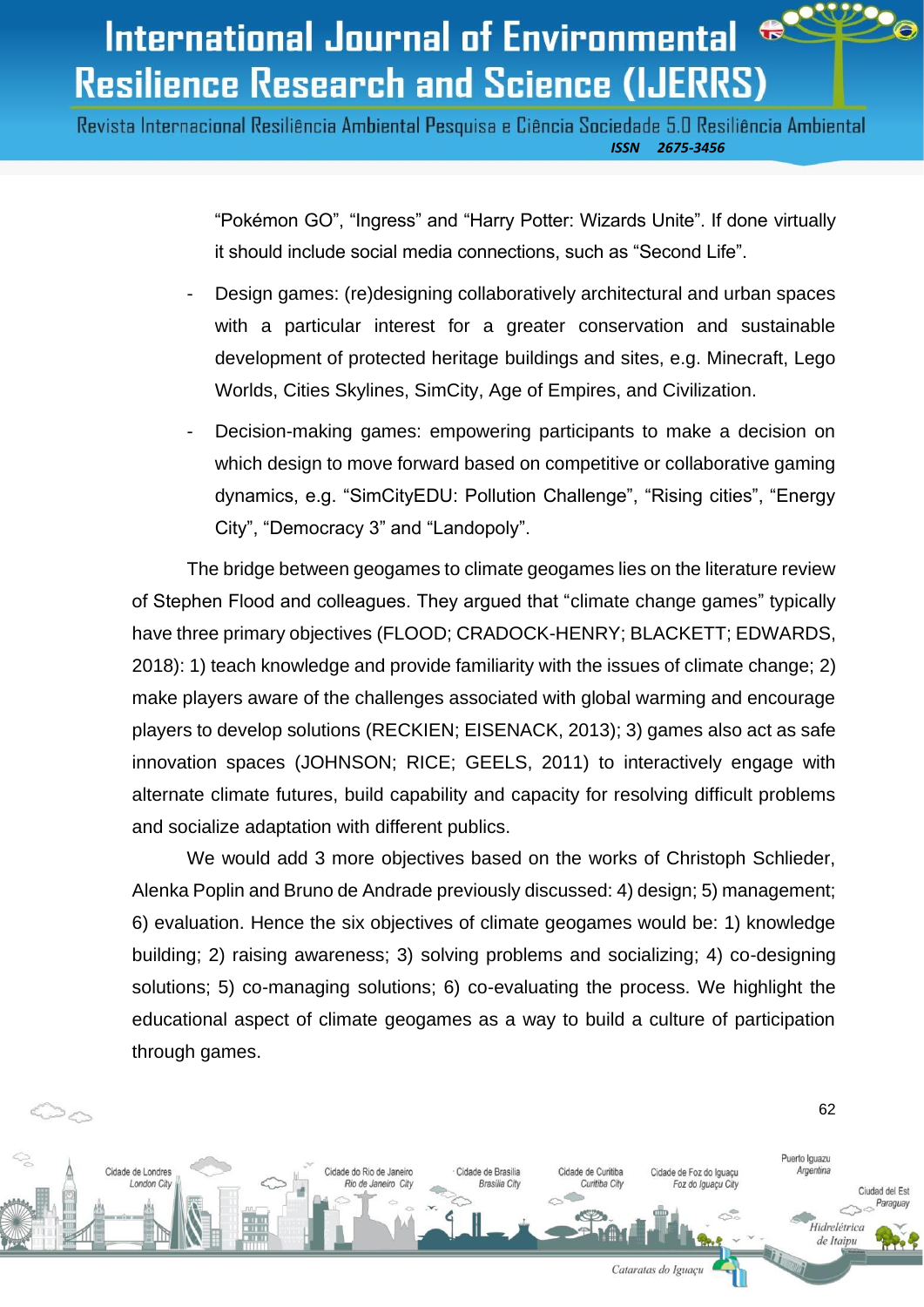“Pokémon GO”, “Ingress” and “Harry Potter: Wizards Unite”. If done virtually it should include social media connections, such as “Second Life”.

- Design games: (re)designing collaboratively architectural and urban spaces with a particular interest for a greater conservation and sustainable development of protected heritage buildings and sites, e.g. Minecraft, Lego Worlds, Cities Skylines, SimCity, Age of Empires, and Civilization.
- Decision-making games: empowering participants to make a decision on which design to move forward based on competitive or collaborative gaming dynamics, e.g. “SimCityEDU: Pollution Challenge”, “Rising cities”, “Energy City”, “Democracy 3” and “Landopoly”.

The bridge between geogames to climate geogames lies on the literature review of Stephen Flood and colleagues. They argued that “climate change games” typically have three primary objectives (FLOOD; CRADOCK-HENRY; BLACKETT; EDWARDS, 2018): 1) teach knowledge and provide familiarity with the issues of climate change; 2) make players aware of the challenges associated with global warming and encourage players to develop solutions (RECKIEN; EISENACK, 2013); 3) games also act as safe innovation spaces (JOHNSON; RICE; GEELS, 2011) to interactively engage with alternate climate futures, build capability and capacity for resolving difficult problems and socialize adaptation with different publics.

We would add 3 more objectives based on the works of Christoph Schlieder, Alenka Poplin and Bruno de Andrade previously discussed: 4) design; 5) management; 6) evaluation. Hence the six objectives of climate geogames would be: 1) knowledge building; 2) raising awareness; 3) solving problems and socializing; 4) co-designing solutions; 5) co-managing solutions; 6) co-evaluating the process. We highlight the educational aspect of climate geogames as a way to build a culture of participation through games.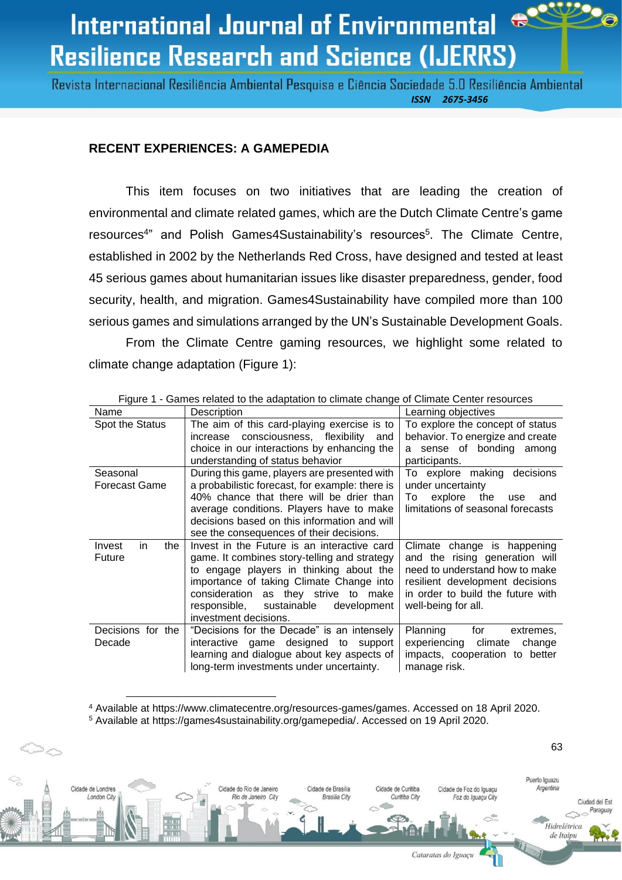## RECENT EXPERIENCES: A GAMEPEDIA

This item focuses on two initiatives that are leading the creation of environmental and climate related games, which are the Dutch Climate Centre's game resources[4]" and Polish Games4Sustainability's resources[5]. The Climate Centre, established in 2002 by the Netherlands Red Cross, have designed and tested at least 45 serious games about humanitarian issues like disaster preparedness, gender, food security, health, and migration. Games4Sustainability have compiled more than 100 serious games and simulations arranged by the UN's Sustainable Development Goals.

From the Climate Centre gaming resources, we highlight some related to climate change adaptation (Figure 1):

Figure 1 - Games related to the adaptation to climate change of Climate Center resources

| Name | Description | Learning objectives |
|---|---|---|
| Spot the Status | The aim of this card-playing exercise is to increase consciousness, flexibility and choice in our interactions by enhancing the understanding of status behavior | To explore the concept of status behavior. To energize and create a sense of bonding among participants. |
| Seasonal Forecast Game | During this game, players are presented with a probabilistic forecast, for example: there is 40% chance that there will be drier than average conditions. Players have to make decisions based on this information and will see the consequences of their decisions. | To explore making decisions under uncertainty<br>To explore the use and limitations of seasonal forecasts |
| Invest in the Future | Invest in the Future is an interactive card game. It combines story-telling and strategy to engage players in thinking about the importance of taking Climate Change into consideration as they strive to make responsible, sustainable development investment decisions. | Climate change is happening and the rising generation will need to understand how to make resilient development decisions in order to build the future with well-being for all. |
| Decisions for the Decade | "Decisions for the Decade" is an intensely interactive game designed to support learning and dialogue about key aspects of long-term investments under uncertainty. | Planning for extremes, experiencing climate change impacts, cooperation to better manage risk. |

[4] Available at https://www.climatecentre.org/resources-games/games. Accessed on 18 April 2020.
[5] Available at https://games4sustainability.org/gamepedia/. Accessed on 19 April 2020.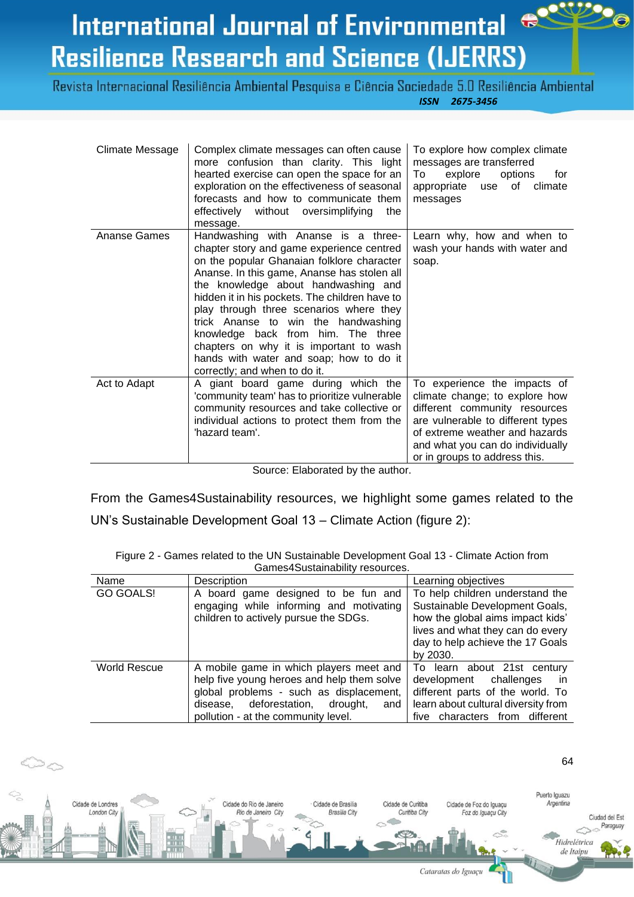| | | |
|---|---|---|
| Climate Message | Complex climate messages can often cause more confusion than clarity. This light hearted exercise can open the space for an exploration on the effectiveness of seasonal forecasts and how to communicate them effectively without oversimplifying the message. | To explore how complex climate messages are transferred<br>To explore options for appropriate use of climate messages |
| Ananse Games | Handwashing with Ananse is a three-chapter story and game experience centred on the popular Ghanaian folklore character Ananse. In this game, Ananse has stolen all the knowledge about handwashing and hidden it in his pockets. The children have to play through three scenarios where they trick Ananse to win the handwashing knowledge back from him. The three chapters on why it is important to wash hands with water and soap; how to do it correctly; and when to do it. | Learn why, how and when to wash your hands with water and soap. |
| Act to Adapt | A giant board game during which the 'community team' has to prioritize vulnerable community resources and take collective or individual actions to protect them from the 'hazard team'. | To experience the impacts of climate change; to explore how different community resources are vulnerable to different types of extreme weather and hazards and what you can do individually or in groups to address this. |

Source: Elaborated by the author.

From the Games4Sustainability resources, we highlight some games related to the UN's Sustainable Development Goal 13 – Climate Action (figure 2):

Figure 2 - Games related to the UN Sustainable Development Goal 13 - Climate Action from Games4Sustainability resources.

| Name | Description | Learning objectives |
|---|---|---|
| GO GOALS! | A board game designed to be fun and engaging while informing and motivating children to actively pursue the SDGs. | To help children understand the Sustainable Development Goals, how the global aims impact kids' lives and what they can do every day to help achieve the 17 Goals by 2030. |
| World Rescue | A mobile game in which players meet and help five young heroes and help them solve global problems - such as displacement, disease, deforestation, drought, and pollution - at the community level. | To learn about 21st century development challenges in different parts of the world. To learn about cultural diversity from five characters from different |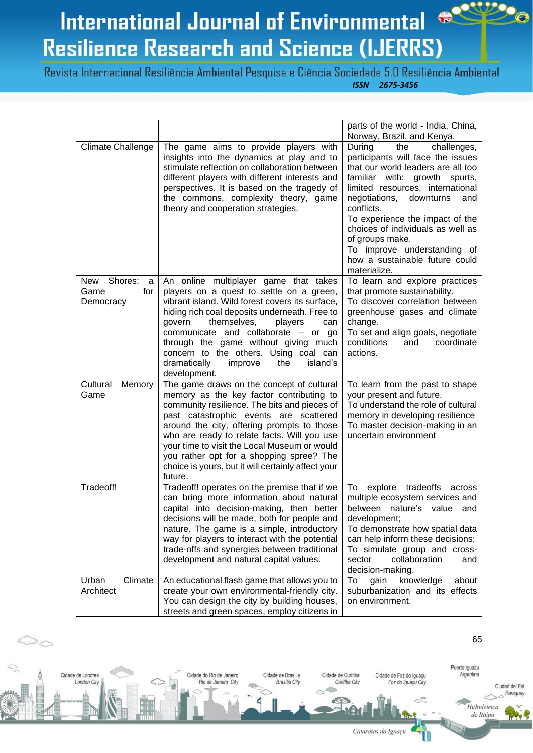| | | |
|---|---|---|
| | | parts of the world - India, China, Norway, Brazil, and Kenya. |
| Climate Challenge | The game aims to provide players with insights into the dynamics at play and to stimulate reflection on collaboration between different players with different interests and perspectives. It is based on the tragedy of the commons, complexity theory, game theory and cooperation strategies. | During the challenges, participants will face the issues that our world leaders are all too familiar with: growth spurts, limited resources, international negotiations, downturns and conflicts.<br>To experience the impact of the choices of individuals as well as of groups make.<br>To improve understanding of how a sustainable future could materialize. |
| New Shores: a Game for Democracy | An online multiplayer game that takes players on a quest to settle on a green, vibrant island. Wild forest covers its surface, hiding rich coal deposits underneath. Free to govern themselves, players can communicate and collaborate – or go through the game without giving much concern to the others. Using coal can dramatically improve the island's development. | To learn and explore practices that promote sustainability.<br>To discover correlation between greenhouse gases and climate change.<br>To set and align goals, negotiate conditions and coordinate actions. |
| Cultural Memory Game | The game draws on the concept of cultural memory as the key factor contributing to community resilience. The bits and pieces of past catastrophic events are scattered around the city, offering prompts to those who are ready to relate facts. Will you use your time to visit the Local Museum or would you rather opt for a shopping spree? The choice is yours, but it will certainly affect your future. | To learn from the past to shape your present and future.<br>To understand the role of cultural memory in developing resilience<br>To master decision-making in an uncertain environment |
| Tradeoff! | Tradeoff! operates on the premise that if we can bring more information about natural capital into decision-making, then better decisions will be made, both for people and nature. The game is a simple, introductory way for players to interact with the potential trade-offs and synergies between traditional development and natural capital values. | To explore tradeoffs across multiple ecosystem services and between nature's value and development;<br>To demonstrate how spatial data can help inform these decisions;<br>To simulate group and cross-sector collaboration and decision-making. |
| Urban Climate Architect | An educational flash game that allows you to create your own environmental-friendly city. You can design the city by building houses, streets and green spaces, employ citizens in | To gain knowledge about suburbanization and its effects on environment. |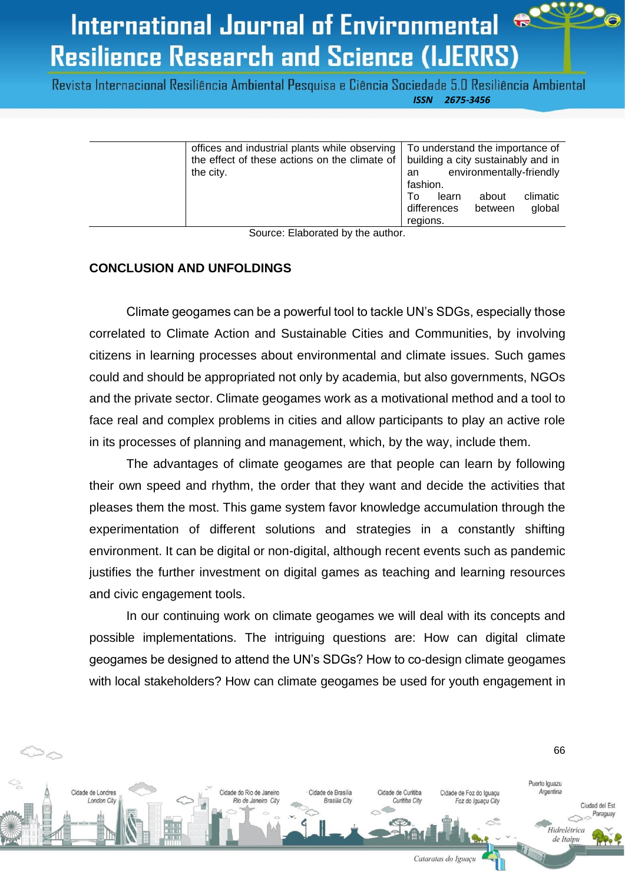|  | offices and industrial plants while observing the effect of these actions on the climate of the city. | To understand the importance of building a city sustainably and in an environmentally-friendly fashion. To learn about climatic differences between global regions. |
|---|---|---|

Source: Elaborated by the author.

## CONCLUSION AND UNFOLDINGS

Climate geogames can be a powerful tool to tackle UN's SDGs, especially those correlated to Climate Action and Sustainable Cities and Communities, by involving citizens in learning processes about environmental and climate issues. Such games could and should be appropriated not only by academia, but also governments, NGOs and the private sector. Climate geogames work as a motivational method and a tool to face real and complex problems in cities and allow participants to play an active role in its processes of planning and management, which, by the way, include them.

The advantages of climate geogames are that people can learn by following their own speed and rhythm, the order that they want and decide the activities that pleases them the most. This game system favor knowledge accumulation through the experimentation of different solutions and strategies in a constantly shifting environment. It can be digital or non-digital, although recent events such as pandemic justifies the further investment on digital games as teaching and learning resources and civic engagement tools.

In our continuing work on climate geogames we will deal with its concepts and possible implementations. The intriguing questions are: How can digital climate geogames be designed to attend the UN's SDGs? How to co-design climate geogames with local stakeholders? How can climate geogames be used for youth engagement in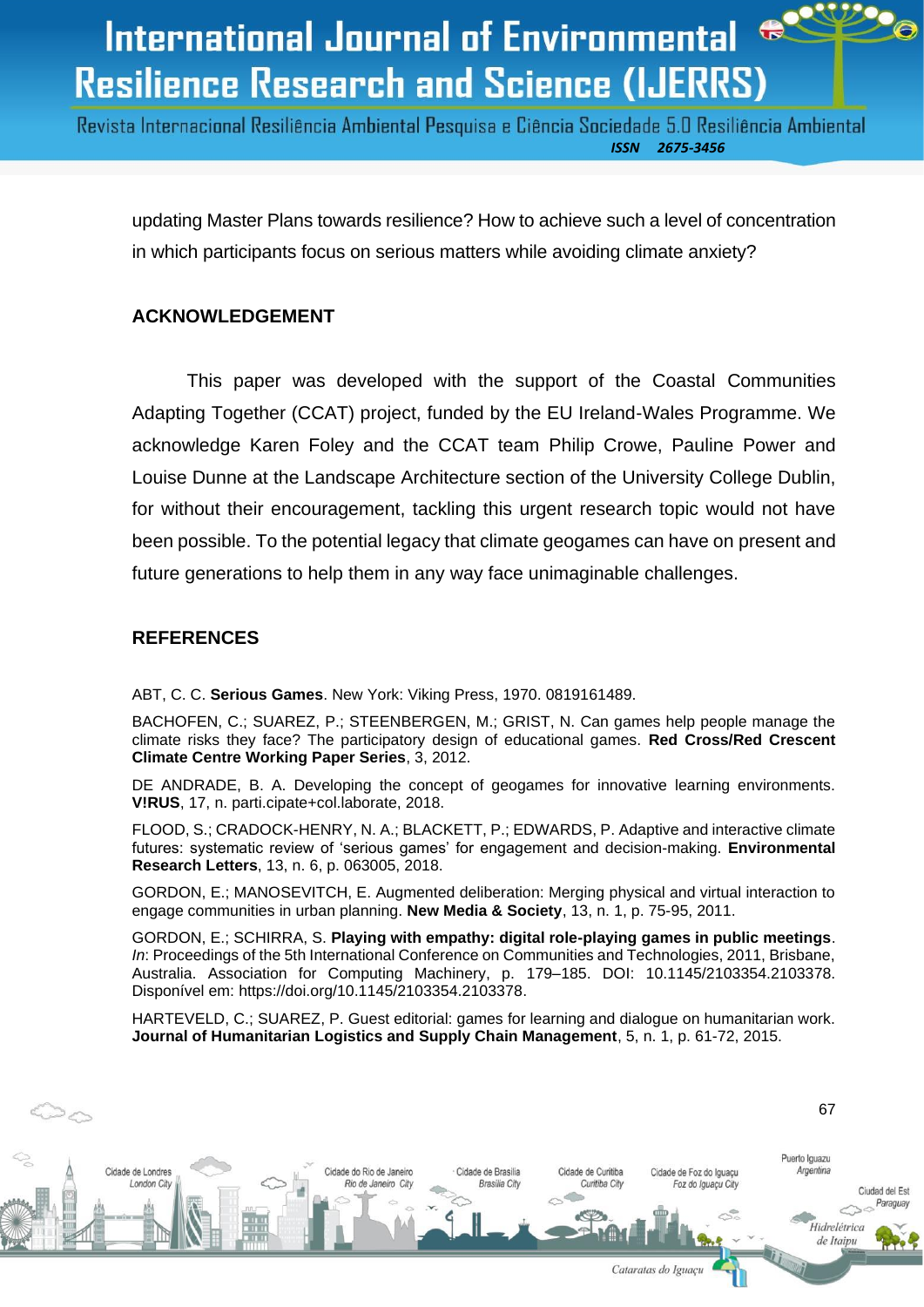updating Master Plans towards resilience? How to achieve such a level of concentration in which participants focus on serious matters while avoiding climate anxiety?

## ACKNOWLEDGEMENT

This paper was developed with the support of the Coastal Communities Adapting Together (CCAT) project, funded by the EU Ireland-Wales Programme. We acknowledge Karen Foley and the CCAT team Philip Crowe, Pauline Power and Louise Dunne at the Landscape Architecture section of the University College Dublin, for without their encouragement, tackling this urgent research topic would not have been possible. To the potential legacy that climate geogames can have on present and future generations to help them in any way face unimaginable challenges.

## REFERENCES

ABT, C. C. **Serious Games**. New York: Viking Press, 1970. 0819161489.

BACHOFEN, C.; SUAREZ, P.; STEENBERGEN, M.; GRIST, N. Can games help people manage the climate risks they face? The participatory design of educational games. **Red Cross/Red Crescent Climate Centre Working Paper Series**, 3, 2012.

DE ANDRADE, B. A. Developing the concept of geogames for innovative learning environments. **V!RUS**, 17, n. parti.cipate+col.laborate, 2018.

FLOOD, S.; CRADOCK-HENRY, N. A.; BLACKETT, P.; EDWARDS, P. Adaptive and interactive climate futures: systematic review of 'serious games' for engagement and decision-making. **Environmental Research Letters**, 13, n. 6, p. 063005, 2018.

GORDON, E.; MANOSEVITCH, E. Augmented deliberation: Merging physical and virtual interaction to engage communities in urban planning. **New Media & Society**, 13, n. 1, p. 75-95, 2011.

GORDON, E.; SCHIRRA, S. **Playing with empathy: digital role-playing games in public meetings**. *In*: Proceedings of the 5th International Conference on Communities and Technologies, 2011, Brisbane, Australia. Association for Computing Machinery, p. 179–185. DOI: 10.1145/2103354.2103378. Disponível em: https://doi.org/10.1145/2103354.2103378.

HARTEVELD, C.; SUAREZ, P. Guest editorial: games for learning and dialogue on humanitarian work. **Journal of Humanitarian Logistics and Supply Chain Management**, 5, n. 1, p. 61-72, 2015.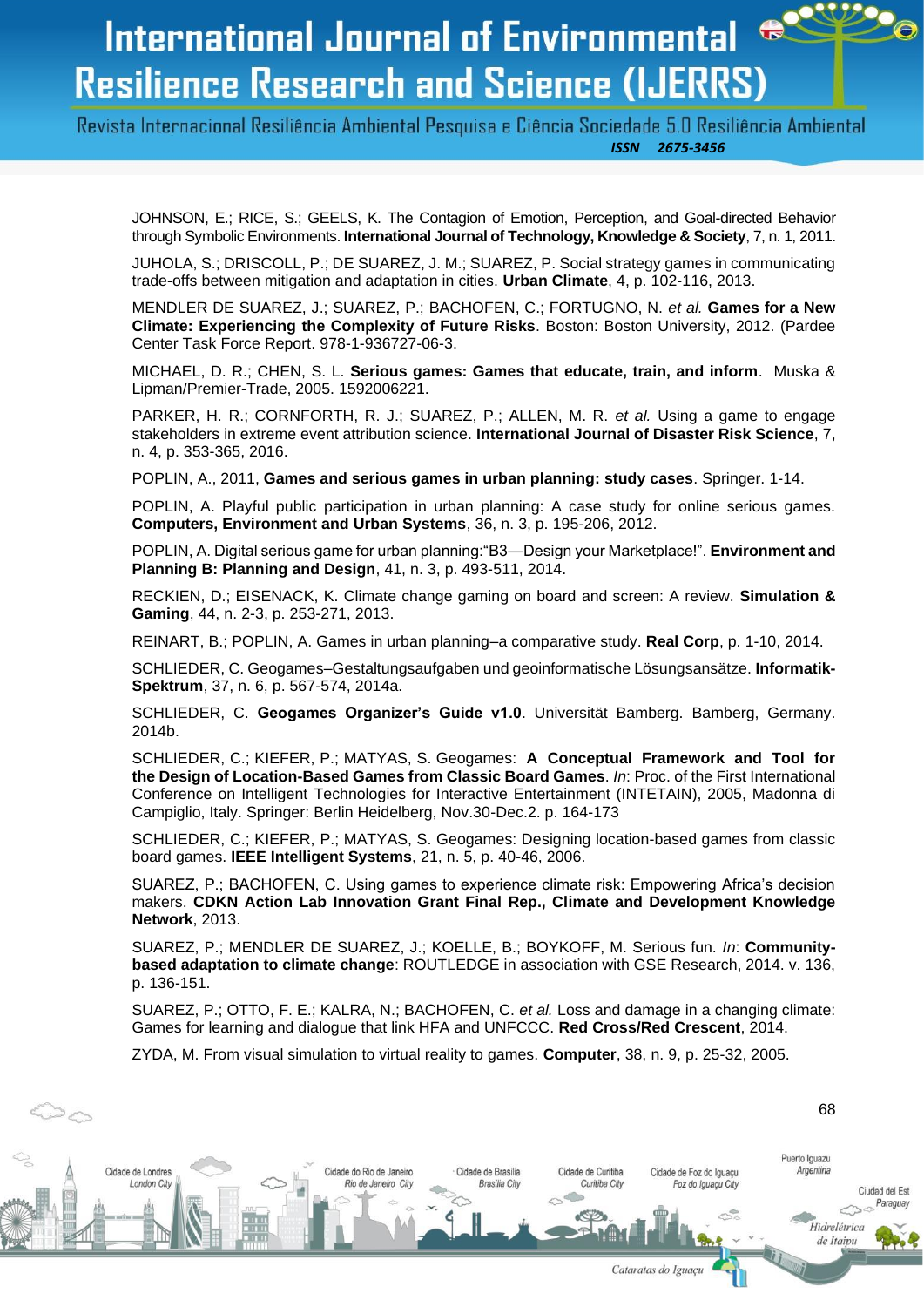JOHNSON, E.; RICE, S.; GEELS, K. The Contagion of Emotion, Perception, and Goal-directed Behavior through Symbolic Environments. **International Journal of Technology, Knowledge & Society**, 7, n. 1, 2011.

JUHOLA, S.; DRISCOLL, P.; DE SUAREZ, J. M.; SUAREZ, P. Social strategy games in communicating trade-offs between mitigation and adaptation in cities. **Urban Climate**, 4, p. 102-116, 2013.

MENDLER DE SUAREZ, J.; SUAREZ, P.; BACHOFEN, C.; FORTUGNO, N. *et al.* **Games for a New Climate: Experiencing the Complexity of Future Risks**. Boston: Boston University, 2012. (Pardee Center Task Force Report. 978-1-936727-06-3.

MICHAEL, D. R.; CHEN, S. L. **Serious games: Games that educate, train, and inform**. Muska & Lipman/Premier-Trade, 2005. 1592006221.

PARKER, H. R.; CORNFORTH, R. J.; SUAREZ, P.; ALLEN, M. R. *et al.* Using a game to engage stakeholders in extreme event attribution science. **International Journal of Disaster Risk Science**, 7, n. 4, p. 353-365, 2016.

POPLIN, A., 2011, **Games and serious games in urban planning: study cases**. Springer. 1-14.

POPLIN, A. Playful public participation in urban planning: A case study for online serious games. **Computers, Environment and Urban Systems**, 36, n. 3, p. 195-206, 2012.

POPLIN, A. Digital serious game for urban planning:"B3—Design your Marketplace!". **Environment and Planning B: Planning and Design**, 41, n. 3, p. 493-511, 2014.

RECKIEN, D.; EISENACK, K. Climate change gaming on board and screen: A review. **Simulation & Gaming**, 44, n. 2-3, p. 253-271, 2013.

REINART, B.; POPLIN, A. Games in urban planning–a comparative study. **Real Corp**, p. 1-10, 2014.

SCHLIEDER, C. Geogames–Gestaltungsaufgaben und geoinformatische Lösungsansätze. **Informatik-Spektrum**, 37, n. 6, p. 567-574, 2014a.

SCHLIEDER, C. **Geogames Organizer's Guide v1.0**. Universität Bamberg. Bamberg, Germany. 2014b.

SCHLIEDER, C.; KIEFER, P.; MATYAS, S. Geogames: **A Conceptual Framework and Tool for the Design of Location-Based Games from Classic Board Games**. *In*: Proc. of the First International Conference on Intelligent Technologies for Interactive Entertainment (INTETAIN), 2005, Madonna di Campiglio, Italy. Springer: Berlin Heidelberg, Nov.30-Dec.2. p. 164-173

SCHLIEDER, C.; KIEFER, P.; MATYAS, S. Geogames: Designing location-based games from classic board games. **IEEE Intelligent Systems**, 21, n. 5, p. 40-46, 2006.

SUAREZ, P.; BACHOFEN, C. Using games to experience climate risk: Empowering Africa's decision makers. **CDKN Action Lab Innovation Grant Final Rep., Climate and Development Knowledge Network**, 2013.

SUAREZ, P.; MENDLER DE SUAREZ, J.; KOELLE, B.; BOYKOFF, M. Serious fun. *In*: **Community-based adaptation to climate change**: ROUTLEDGE in association with GSE Research, 2014. v. 136, p. 136-151.

SUAREZ, P.; OTTO, F. E.; KALRA, N.; BACHOFEN, C. *et al.* Loss and damage in a changing climate: Games for learning and dialogue that link HFA and UNFCCC. **Red Cross/Red Crescent**, 2014.

ZYDA, M. From visual simulation to virtual reality to games. **Computer**, 38, n. 9, p. 25-32, 2005.